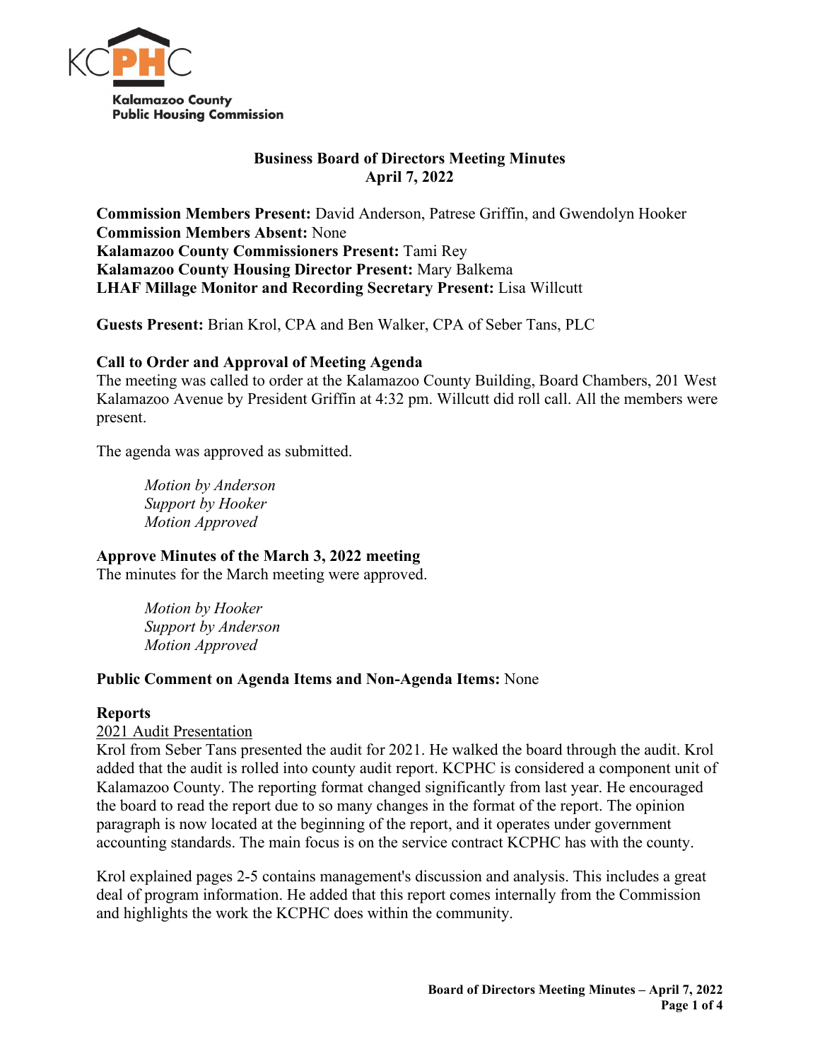Kalamazoo County Public Housing Commission

# Business Board of Directors Meeting Minutes
## April 7, 2022

**Commission Members Present:** David Anderson, Patrese Griffin, and Gwendolyn Hooker
**Commission Members Absent:** None
**Kalamazoo County Commissioners Present:** Tami Rey
**Kalamazoo County Housing Director Present:** Mary Balkema
**LHAF Millage Monitor and Recording Secretary Present:** Lisa Willcutt

**Guests Present:** Brian Krol, CPA and Ben Walker, CPA of Seber Tans, PLC

### Call to Order and Approval of Meeting Agenda

The meeting was called to order at the Kalamazoo County Building, Board Chambers, 201 West Kalamazoo Avenue by President Griffin at 4:32 pm. Willcutt did roll call. All the members were present.

The agenda was approved as submitted.

*Motion by Anderson*
*Support by Hooker*
*Motion Approved*

### Approve Minutes of the March 3, 2022 meeting

The minutes for the March meeting were approved.

*Motion by Hooker*
*Support by Anderson*
*Motion Approved*

**Public Comment on Agenda Items and Non-Agenda Items:** None

### Reports

2021 Audit Presentation

Krol from Seber Tans presented the audit for 2021. He walked the board through the audit. Krol added that the audit is rolled into county audit report. KCPHC is considered a component unit of Kalamazoo County. The reporting format changed significantly from last year. He encouraged the board to read the report due to so many changes in the format of the report. The opinion paragraph is now located at the beginning of the report, and it operates under government accounting standards. The main focus is on the service contract KCPHC has with the county.

Krol explained pages 2-5 contains management's discussion and analysis. This includes a great deal of program information. He added that this report comes internally from the Commission and highlights the work the KCPHC does within the community.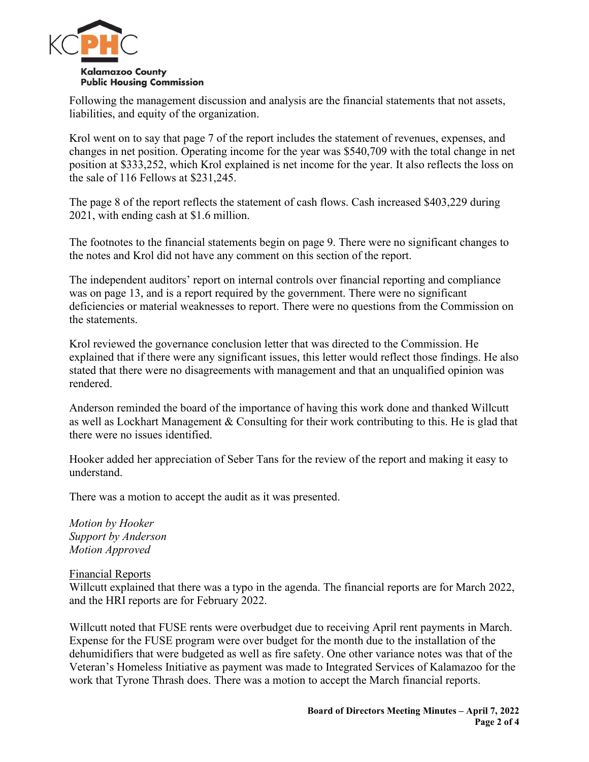Following the management discussion and analysis are the financial statements that not assets, liabilities, and equity of the organization.

Krol went on to say that page 7 of the report includes the statement of revenues, expenses, and changes in net position. Operating income for the year was $540,709 with the total change in net position at $333,252, which Krol explained is net income for the year. It also reflects the loss on the sale of 116 Fellows at $231,245.

The page 8 of the report reflects the statement of cash flows. Cash increased $403,229 during 2021, with ending cash at $1.6 million.

The footnotes to the financial statements begin on page 9. There were no significant changes to the notes and Krol did not have any comment on this section of the report.

The independent auditors' report on internal controls over financial reporting and compliance was on page 13, and is a report required by the government. There were no significant deficiencies or material weaknesses to report. There were no questions from the Commission on the statements.

Krol reviewed the governance conclusion letter that was directed to the Commission. He explained that if there were any significant issues, this letter would reflect those findings. He also stated that there were no disagreements with management and that an unqualified opinion was rendered.

Anderson reminded the board of the importance of having this work done and thanked Willcutt as well as Lockhart Management & Consulting for their work contributing to this. He is glad that there were no issues identified.

Hooker added her appreciation of Seber Tans for the review of the report and making it easy to understand.

There was a motion to accept the audit as it was presented.

*Motion by Hooker*
*Support by Anderson*
*Motion Approved*

Financial Reports

Willcutt explained that there was a typo in the agenda. The financial reports are for March 2022, and the HRI reports are for February 2022.

Willcutt noted that FUSE rents were overbudget due to receiving April rent payments in March. Expense for the FUSE program were over budget for the month due to the installation of the dehumidifiers that were budgeted as well as fire safety. One other variance notes was that of the Veteran's Homeless Initiative as payment was made to Integrated Services of Kalamazoo for the work that Tyrone Thrash does. There was a motion to accept the March financial reports.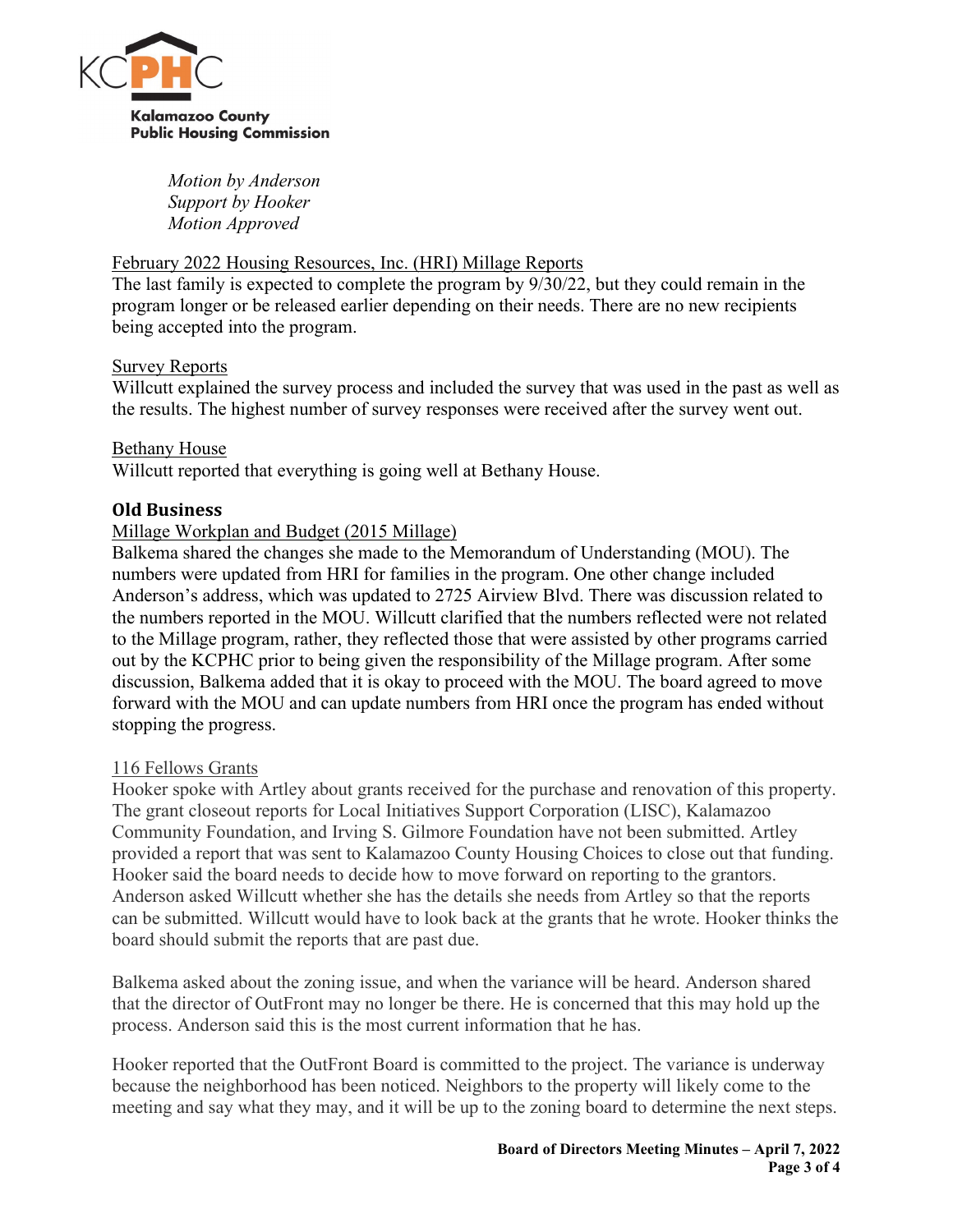*Motion by Anderson*
*Support by Hooker*
*Motion Approved*

February 2022 Housing Resources, Inc. (HRI) Millage Reports

The last family is expected to complete the program by 9/30/22, but they could remain in the program longer or be released earlier depending on their needs. There are no new recipients being accepted into the program.

Survey Reports

Willcutt explained the survey process and included the survey that was used in the past as well as the results. The highest number of survey responses were received after the survey went out.

Bethany House

Willcutt reported that everything is going well at Bethany House.

## Old Business

Millage Workplan and Budget (2015 Millage)

Balkema shared the changes she made to the Memorandum of Understanding (MOU). The numbers were updated from HRI for families in the program. One other change included Anderson's address, which was updated to 2725 Airview Blvd. There was discussion related to the numbers reported in the MOU. Willcutt clarified that the numbers reflected were not related to the Millage program, rather, they reflected those that were assisted by other programs carried out by the KCPHC prior to being given the responsibility of the Millage program. After some discussion, Balkema added that it is okay to proceed with the MOU. The board agreed to move forward with the MOU and can update numbers from HRI once the program has ended without stopping the progress.

116 Fellows Grants

Hooker spoke with Artley about grants received for the purchase and renovation of this property. The grant closeout reports for Local Initiatives Support Corporation (LISC), Kalamazoo Community Foundation, and Irving S. Gilmore Foundation have not been submitted. Artley provided a report that was sent to Kalamazoo County Housing Choices to close out that funding. Hooker said the board needs to decide how to move forward on reporting to the grantors. Anderson asked Willcutt whether she has the details she needs from Artley so that the reports can be submitted. Willcutt would have to look back at the grants that he wrote. Hooker thinks the board should submit the reports that are past due.

Balkema asked about the zoning issue, and when the variance will be heard. Anderson shared that the director of OutFront may no longer be there. He is concerned that this may hold up the process. Anderson said this is the most current information that he has.

Hooker reported that the OutFront Board is committed to the project. The variance is underway because the neighborhood has been noticed. Neighbors to the property will likely come to the meeting and say what they may, and it will be up to the zoning board to determine the next steps.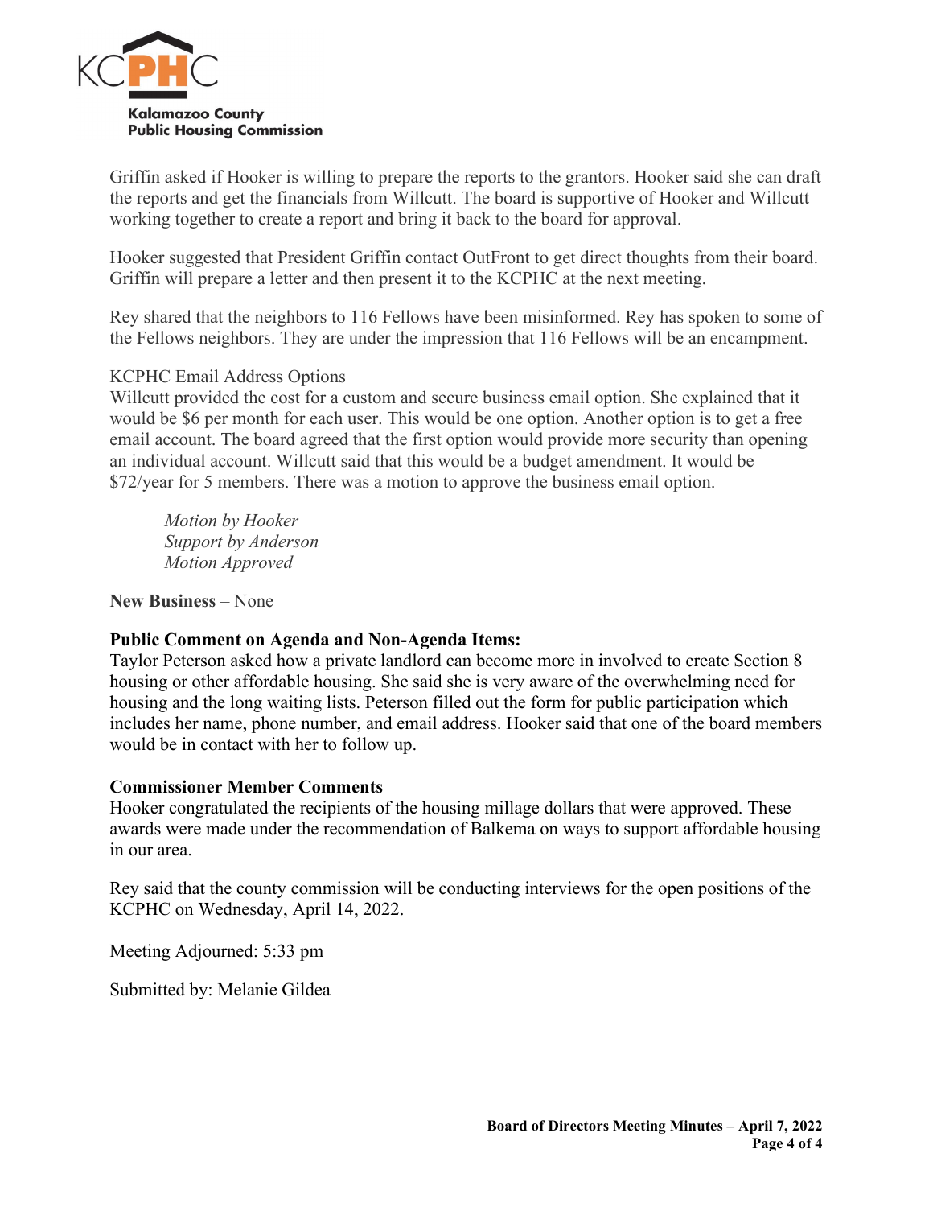Griffin asked if Hooker is willing to prepare the reports to the grantors. Hooker said she can draft the reports and get the financials from Willcutt. The board is supportive of Hooker and Willcutt working together to create a report and bring it back to the board for approval.

Hooker suggested that President Griffin contact OutFront to get direct thoughts from their board. Griffin will prepare a letter and then present it to the KCPHC at the next meeting.

Rey shared that the neighbors to 116 Fellows have been misinformed. Rey has spoken to some of the Fellows neighbors. They are under the impression that 116 Fellows will be an encampment.

KCPHC Email Address Options

Willcutt provided the cost for a custom and secure business email option. She explained that it would be $6 per month for each user. This would be one option. Another option is to get a free email account. The board agreed that the first option would provide more security than opening an individual account. Willcutt said that this would be a budget amendment. It would be $72/year for 5 members. There was a motion to approve the business email option.

*Motion by Hooker*
*Support by Anderson*
*Motion Approved*

**New Business** – None

**Public Comment on Agenda and Non-Agenda Items:**

Taylor Peterson asked how a private landlord can become more in involved to create Section 8 housing or other affordable housing. She said she is very aware of the overwhelming need for housing and the long waiting lists. Peterson filled out the form for public participation which includes her name, phone number, and email address. Hooker said that one of the board members would be in contact with her to follow up.

**Commissioner Member Comments**

Hooker congratulated the recipients of the housing millage dollars that were approved. These awards were made under the recommendation of Balkema on ways to support affordable housing in our area.

Rey said that the county commission will be conducting interviews for the open positions of the KCPHC on Wednesday, April 14, 2022.

Meeting Adjourned: 5:33 pm

Submitted by: Melanie Gildea